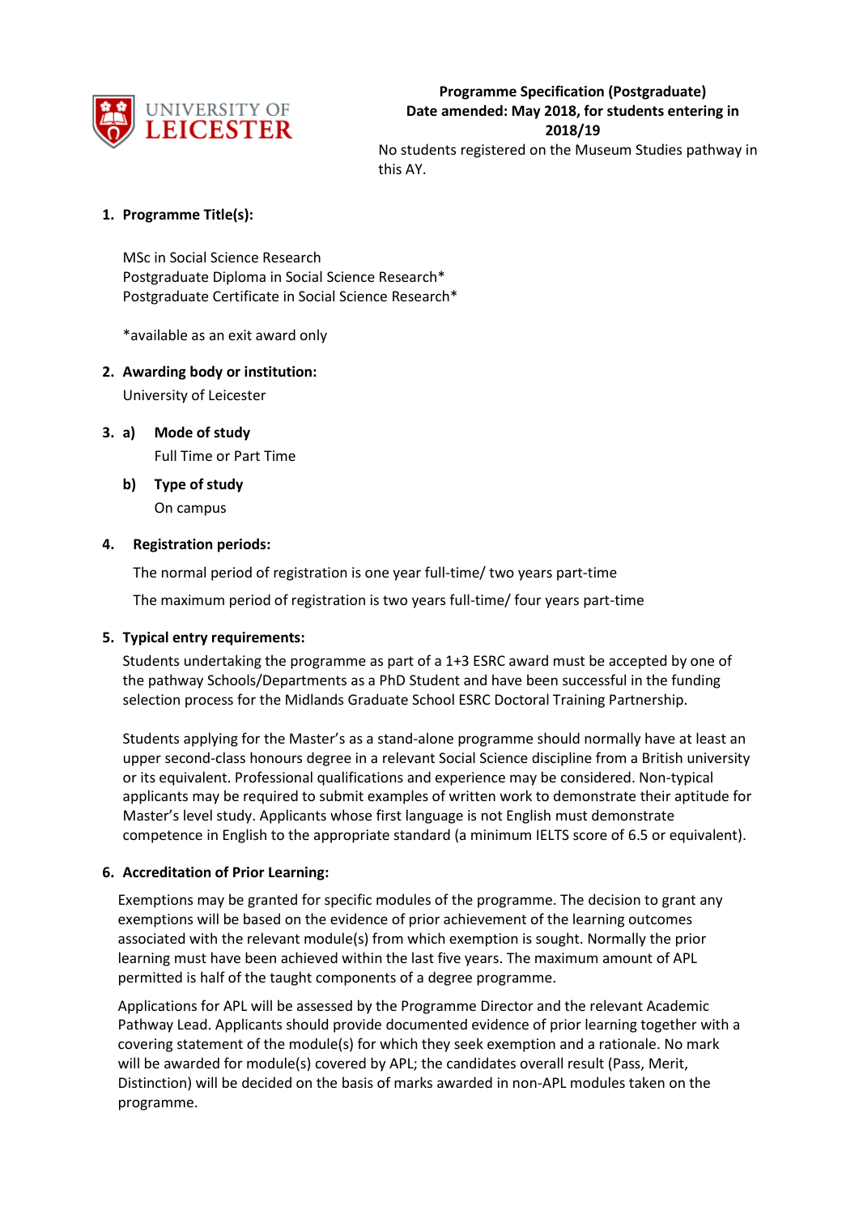**Programme Specification (Postgraduate)**
**Date amended: May 2018, for students entering in 2018/19**
No students registered on the Museum Studies pathway in this AY.

## 1. Programme Title(s):

MSc in Social Science Research
Postgraduate Diploma in Social Science Research*
Postgraduate Certificate in Social Science Research*

*available as an exit award only

## 2. Awarding body or institution:

University of Leicester

## 3. a) Mode of study

Full Time or Part Time

### b) Type of study

On campus

## 4. Registration periods:

The normal period of registration is one year full-time/ two years part-time

The maximum period of registration is two years full-time/ four years part-time

## 5. Typical entry requirements:

Students undertaking the programme as part of a 1+3 ESRC award must be accepted by one of the pathway Schools/Departments as a PhD Student and have been successful in the funding selection process for the Midlands Graduate School ESRC Doctoral Training Partnership.

Students applying for the Master's as a stand-alone programme should normally have at least an upper second-class honours degree in a relevant Social Science discipline from a British university or its equivalent. Professional qualifications and experience may be considered. Non-typical applicants may be required to submit examples of written work to demonstrate their aptitude for Master's level study. Applicants whose first language is not English must demonstrate competence in English to the appropriate standard (a minimum IELTS score of 6.5 or equivalent).

## 6. Accreditation of Prior Learning:

Exemptions may be granted for specific modules of the programme. The decision to grant any exemptions will be based on the evidence of prior achievement of the learning outcomes associated with the relevant module(s) from which exemption is sought. Normally the prior learning must have been achieved within the last five years. The maximum amount of APL permitted is half of the taught components of a degree programme.

Applications for APL will be assessed by the Programme Director and the relevant Academic Pathway Lead. Applicants should provide documented evidence of prior learning together with a covering statement of the module(s) for which they seek exemption and a rationale. No mark will be awarded for module(s) covered by APL; the candidates overall result (Pass, Merit, Distinction) will be decided on the basis of marks awarded in non-APL modules taken on the programme.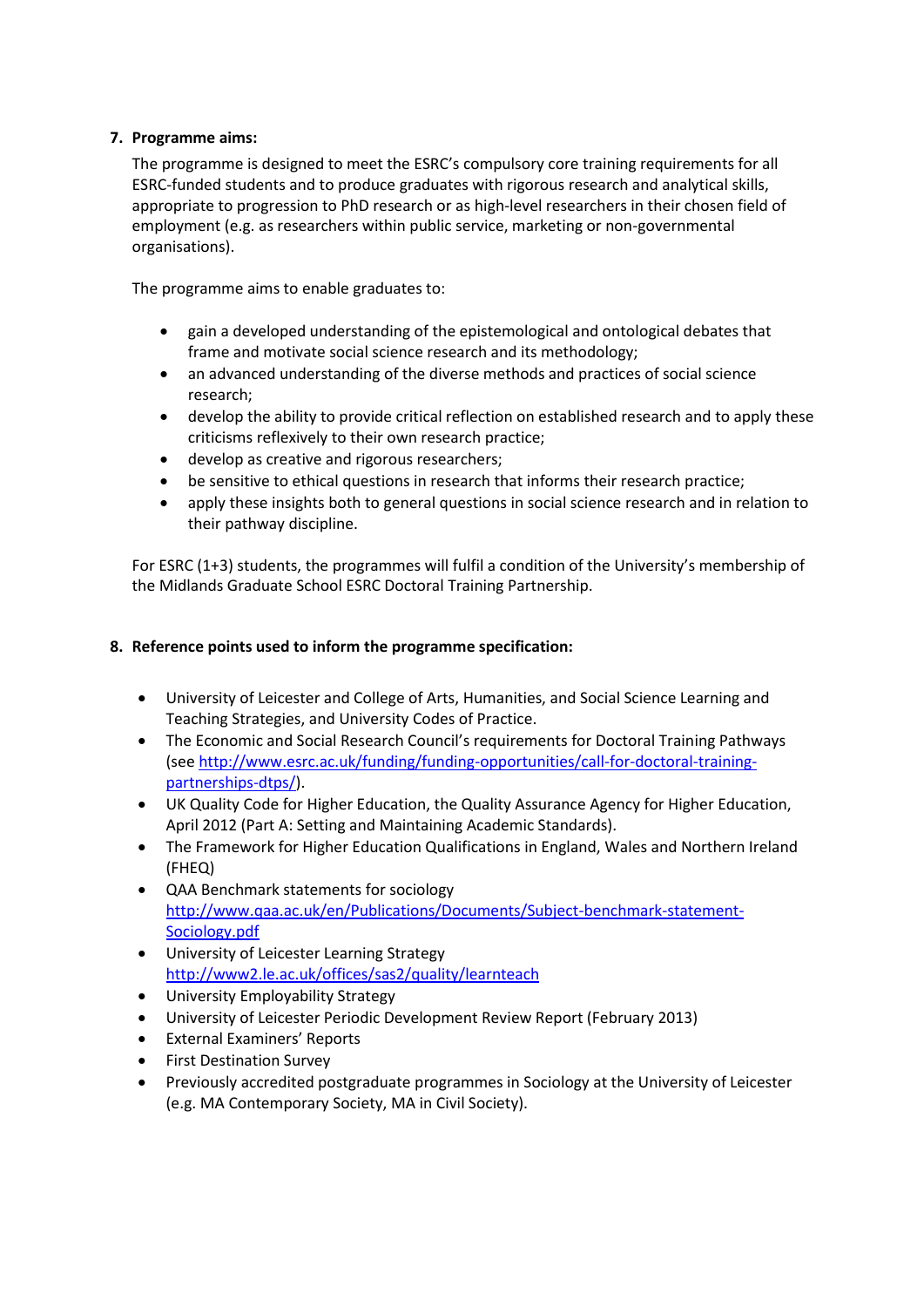7. **Programme aims:**

The programme is designed to meet the ESRC's compulsory core training requirements for all ESRC-funded students and to produce graduates with rigorous research and analytical skills, appropriate to progression to PhD research or as high-level researchers in their chosen field of employment (e.g. as researchers within public service, marketing or non-governmental organisations).

The programme aims to enable graduates to:

- gain a developed understanding of the epistemological and ontological debates that frame and motivate social science research and its methodology;
- an advanced understanding of the diverse methods and practices of social science research;
- develop the ability to provide critical reflection on established research and to apply these criticisms reflexively to their own research practice;
- develop as creative and rigorous researchers;
- be sensitive to ethical questions in research that informs their research practice;
- apply these insights both to general questions in social science research and in relation to their pathway discipline.

For ESRC (1+3) students, the programmes will fulfil a condition of the University's membership of the Midlands Graduate School ESRC Doctoral Training Partnership.

8. **Reference points used to inform the programme specification:**

- University of Leicester and College of Arts, Humanities, and Social Science Learning and Teaching Strategies, and University Codes of Practice.
- The Economic and Social Research Council's requirements for Doctoral Training Pathways (see [http://www.esrc.ac.uk/funding/funding-opportunities/call-for-doctoral-training-partnerships-dtps/](http://www.esrc.ac.uk/funding/funding-opportunities/call-for-doctoral-training-partnerships-dtps/)).
- UK Quality Code for Higher Education, the Quality Assurance Agency for Higher Education, April 2012 (Part A: Setting and Maintaining Academic Standards).
- The Framework for Higher Education Qualifications in England, Wales and Northern Ireland (FHEQ)
- QAA Benchmark statements for sociology [http://www.qaa.ac.uk/en/Publications/Documents/Subject-benchmark-statement-Sociology.pdf](http://www.qaa.ac.uk/en/Publications/Documents/Subject-benchmark-statement-Sociology.pdf)
- University of Leicester Learning Strategy [http://www2.le.ac.uk/offices/sas2/quality/learnteach](http://www2.le.ac.uk/offices/sas2/quality/learnteach)
- University Employability Strategy
- University of Leicester Periodic Development Review Report (February 2013)
- External Examiners' Reports
- First Destination Survey
- Previously accredited postgraduate programmes in Sociology at the University of Leicester (e.g. MA Contemporary Society, MA in Civil Society).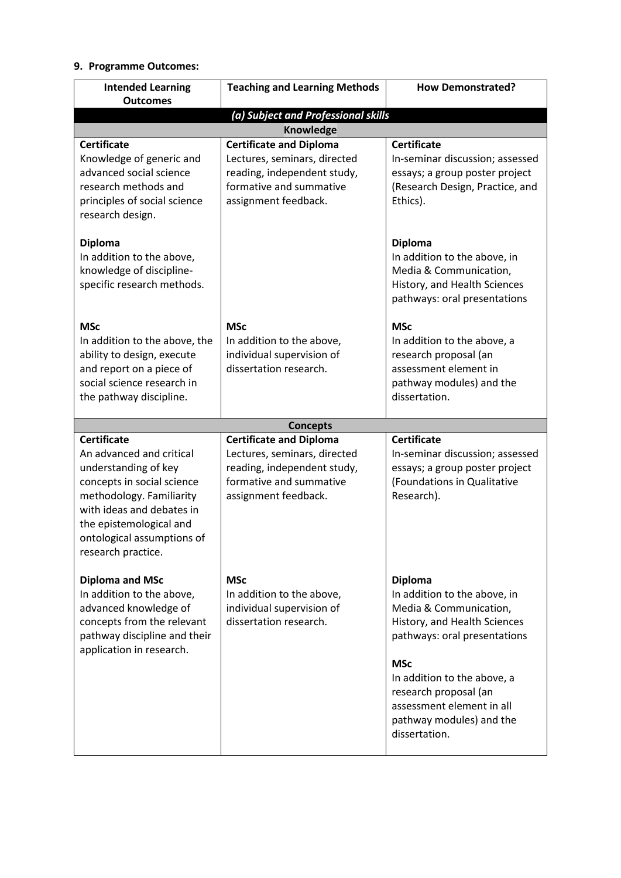## 9. Programme Outcomes:

| Intended Learning Outcomes | Teaching and Learning Methods | How Demonstrated? |
|---|---|---|
| ***(a) Subject and Professional skills*** | | |
| **Knowledge** | | |
| **Certificate**<br>Knowledge of generic and advanced social science research methods and principles of social science research design. | **Certificate and Diploma**<br>Lectures, seminars, directed reading, independent study, formative and summative assignment feedback. | **Certificate**<br>In-seminar discussion; assessed essays; a group poster project (Research Design, Practice, and Ethics). |
| **Diploma**<br>In addition to the above, knowledge of discipline-specific research methods. | | **Diploma**<br>In addition to the above, in Media & Communication, History, and Health Sciences pathways: oral presentations |
| **MSc**<br>In addition to the above, the ability to design, execute and report on a piece of social science research in the pathway discipline. | **MSc**<br>In addition to the above, individual supervision of dissertation research. | **MSc**<br>In addition to the above, a research proposal (an assessment element in pathway modules) and the dissertation. |
| **Concepts** | | |
| **Certificate**<br>An advanced and critical understanding of key concepts in social science methodology. Familiarity with ideas and debates in the epistemological and ontological assumptions of research practice. | **Certificate and Diploma**<br>Lectures, seminars, directed reading, independent study, formative and summative assignment feedback. | **Certificate**<br>In-seminar discussion; assessed essays; a group poster project (Foundations in Qualitative Research). |
| **Diploma and MSc**<br>In addition to the above, advanced knowledge of concepts from the relevant pathway discipline and their application in research. | **MSc**<br>In addition to the above, individual supervision of dissertation research. | **Diploma**<br>In addition to the above, in Media & Communication, History, and Health Sciences pathways: oral presentations<br><br>**MSc**<br>In addition to the above, a research proposal (an assessment element in all pathway modules) and the dissertation. |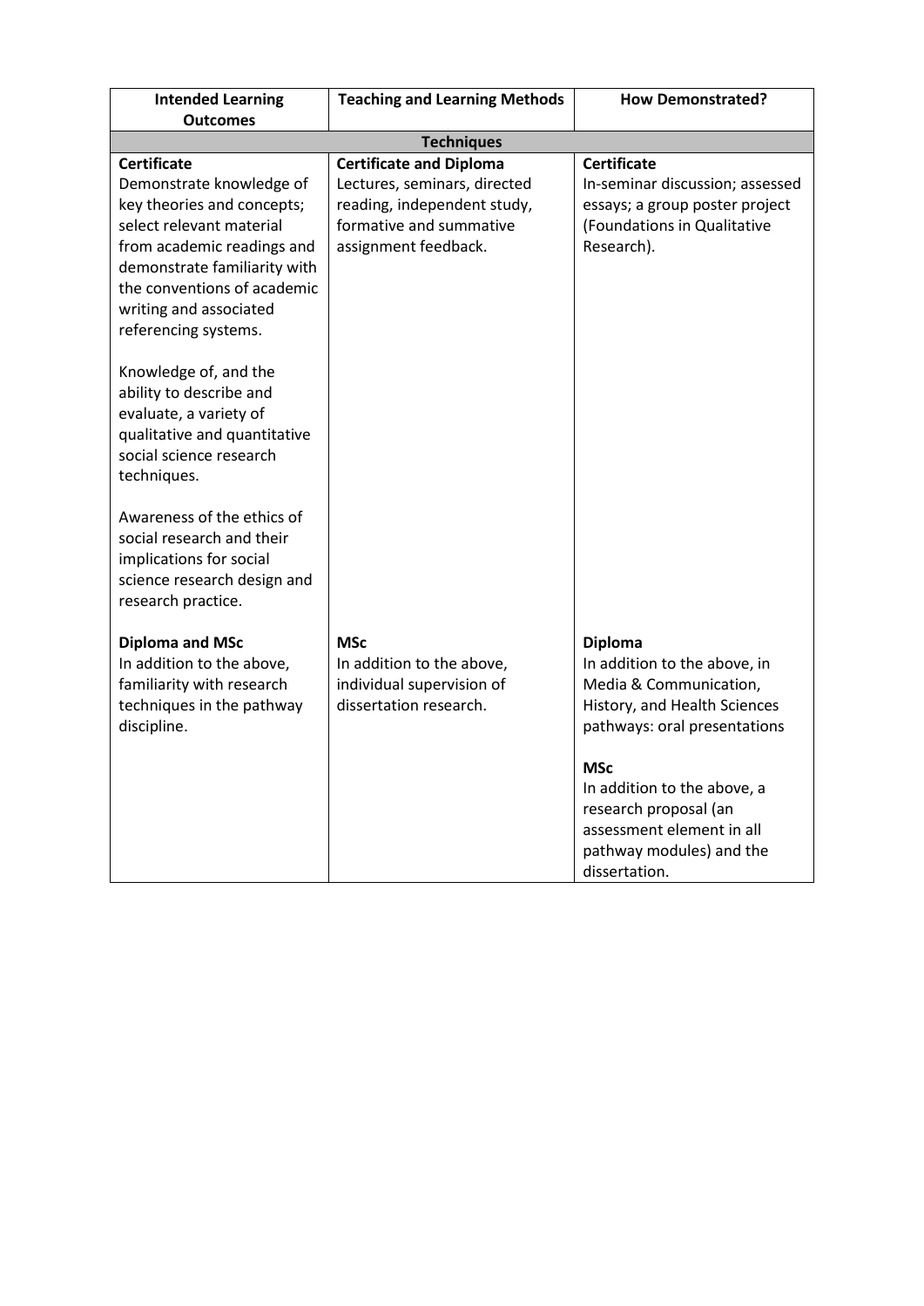| Intended Learning Outcomes | Teaching and Learning Methods | How Demonstrated? |
| --- | --- | --- |
| **Techniques** | | |
| **Certificate**<br>Demonstrate knowledge of key theories and concepts; select relevant material from academic readings and demonstrate familiarity with the conventions of academic writing and associated referencing systems.<br><br>Knowledge of, and the ability to describe and evaluate, a variety of qualitative and quantitative social science research techniques.<br><br>Awareness of the ethics of social research and their implications for social science research design and research practice. | **Certificate and Diploma**<br>Lectures, seminars, directed reading, independent study, formative and summative assignment feedback. | **Certificate**<br>In-seminar discussion; assessed essays; a group poster project (Foundations in Qualitative Research). |
| **Diploma and MSc**<br>In addition to the above, familiarity with research techniques in the pathway discipline. | **MSc**<br>In addition to the above, individual supervision of dissertation research. | **Diploma**<br>In addition to the above, in Media & Communication, History, and Health Sciences pathways: oral presentations<br><br>**MSc**<br>In addition to the above, a research proposal (an assessment element in all pathway modules) and the dissertation. |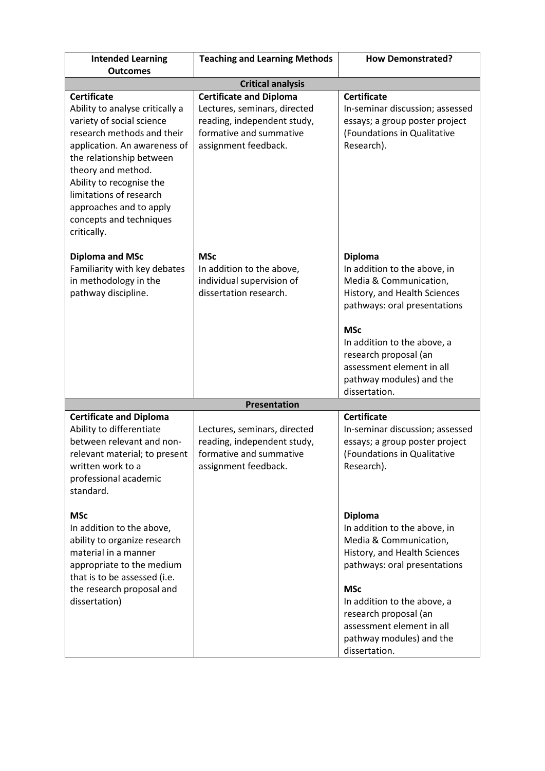| Intended Learning Outcomes | Teaching and Learning Methods | How Demonstrated? |
|---|---|---|
| **Critical analysis** | | |
| **Certificate**<br>Ability to analyse critically a variety of social science research methods and their application. An awareness of the relationship between theory and method.<br>Ability to recognise the limitations of research approaches and to apply concepts and techniques critically.<br><br>**Diploma and MSc**<br>Familiarity with key debates in methodology in the pathway discipline. | **Certificate and Diploma**<br>Lectures, seminars, directed reading, independent study, formative and summative assignment feedback.<br><br>**MSc**<br>In addition to the above, individual supervision of dissertation research. | **Certificate**<br>In-seminar discussion; assessed essays; a group poster project (Foundations in Qualitative Research).<br><br>**Diploma**<br>In addition to the above, in Media & Communication, History, and Health Sciences pathways: oral presentations<br><br>**MSc**<br>In addition to the above, a research proposal (an assessment element in all pathway modules) and the dissertation. |
| **Presentation** | | |
| **Certificate and Diploma**<br>Ability to differentiate between relevant and non-relevant material; to present written work to a professional academic standard.<br><br>**MSc**<br>In addition to the above, ability to organize research material in a manner appropriate to the medium that is to be assessed (i.e. the research proposal and dissertation) | Lectures, seminars, directed reading, independent study, formative and summative assignment feedback. | **Certificate**<br>In-seminar discussion; assessed essays; a group poster project (Foundations in Qualitative Research).<br><br>**Diploma**<br>In addition to the above, in Media & Communication, History, and Health Sciences pathways: oral presentations<br><br>**MSc**<br>In addition to the above, a research proposal (an assessment element in all pathway modules) and the dissertation. |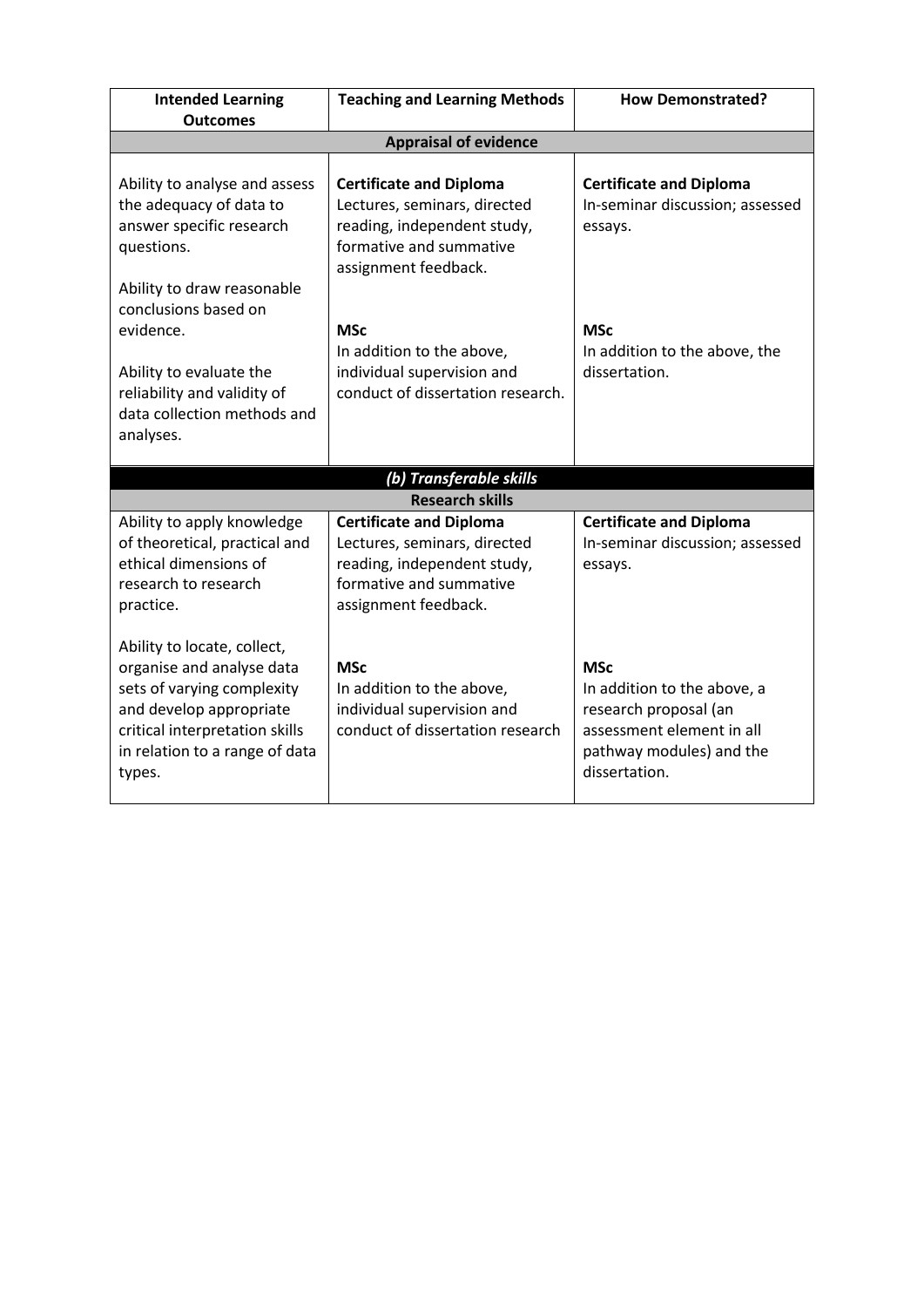| Intended Learning Outcomes | Teaching and Learning Methods | How Demonstrated? |
|---|---|---|
| **Appraisal of evidence** | | |
| Ability to analyse and assess the adequacy of data to answer specific research questions.<br><br>Ability to draw reasonable conclusions based on evidence.<br><br>Ability to evaluate the reliability and validity of data collection methods and analyses. | **Certificate and Diploma**<br>Lectures, seminars, directed reading, independent study, formative and summative assignment feedback.<br><br>**MSc**<br>In addition to the above, individual supervision and conduct of dissertation research. | **Certificate and Diploma**<br>In-seminar discussion; assessed essays.<br><br>**MSc**<br>In addition to the above, the dissertation. |
| ***(b) Transferable skills*** | | |
| **Research skills** | | |
| Ability to apply knowledge of theoretical, practical and ethical dimensions of research to research practice.<br><br>Ability to locate, collect, organise and analyse data sets of varying complexity and develop appropriate critical interpretation skills in relation to a range of data types. | **Certificate and Diploma**<br>Lectures, seminars, directed reading, independent study, formative and summative assignment feedback.<br><br>**MSc**<br>In addition to the above, individual supervision and conduct of dissertation research | **Certificate and Diploma**<br>In-seminar discussion; assessed essays.<br><br>**MSc**<br>In addition to the above, a research proposal (an assessment element in all pathway modules) and the dissertation. |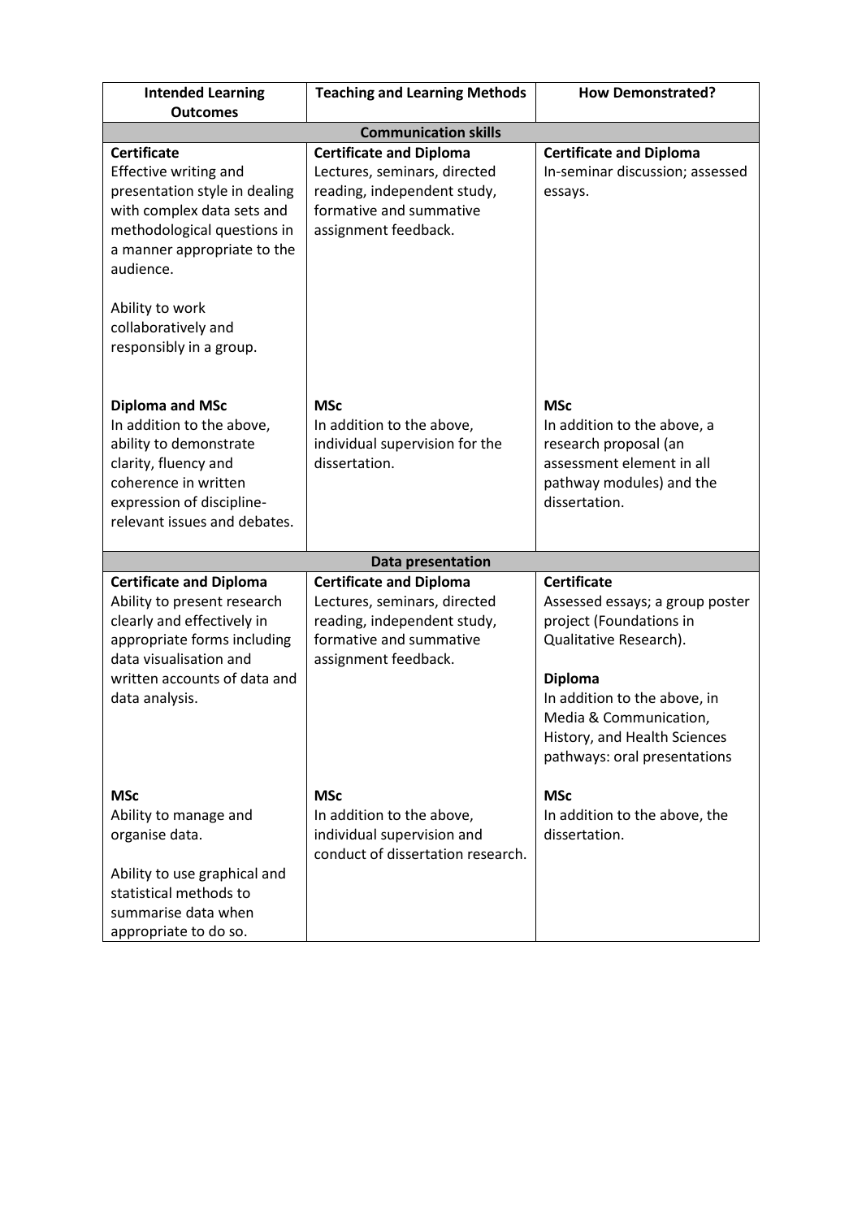| Intended Learning Outcomes | Teaching and Learning Methods | How Demonstrated? |
|---|---|---|
| **Communication skills** | | |
| **Certificate**<br>Effective writing and presentation style in dealing with complex data sets and methodological questions in a manner appropriate to the audience.<br><br>Ability to work collaboratively and responsibly in a group. | **Certificate and Diploma**<br>Lectures, seminars, directed reading, independent study, formative and summative assignment feedback. | **Certificate and Diploma**<br>In-seminar discussion; assessed essays. |
| **Diploma and MSc**<br>In addition to the above, ability to demonstrate clarity, fluency and coherence in written expression of discipline-relevant issues and debates. | **MSc**<br>In addition to the above, individual supervision for the dissertation. | **MSc**<br>In addition to the above, a research proposal (an assessment element in all pathway modules) and the dissertation. |
| **Data presentation** | | |
| **Certificate and Diploma**<br>Ability to present research clearly and effectively in appropriate forms including data visualisation and written accounts of data and data analysis. | **Certificate and Diploma**<br>Lectures, seminars, directed reading, independent study, formative and summative assignment feedback. | **Certificate**<br>Assessed essays; a group poster project (Foundations in Qualitative Research).<br><br>**Diploma**<br>In addition to the above, in Media & Communication, History, and Health Sciences pathways: oral presentations |
| **MSc**<br>Ability to manage and organise data.<br><br>Ability to use graphical and statistical methods to summarise data when appropriate to do so. | **MSc**<br>In addition to the above, individual supervision and conduct of dissertation research. | **MSc**<br>In addition to the above, the dissertation. |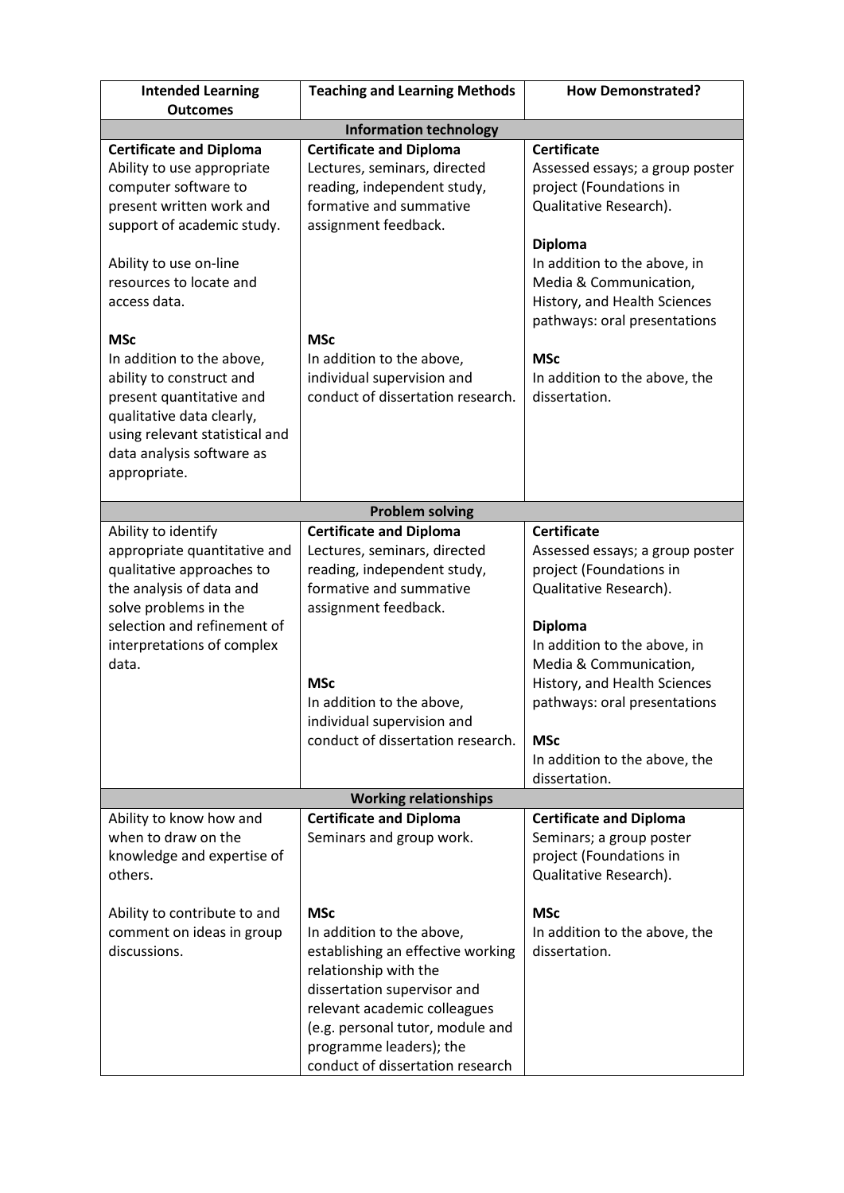| Intended Learning Outcomes | Teaching and Learning Methods | How Demonstrated? |
|---|---|---|
| **Information technology** | | |
| **Certificate and Diploma**<br>Ability to use appropriate computer software to present written work and support of academic study.<br><br>Ability to use on-line resources to locate and access data.<br><br>**MSc**<br>In addition to the above, ability to construct and present quantitative and qualitative data clearly, using relevant statistical and data analysis software as appropriate. | **Certificate and Diploma**<br>Lectures, seminars, directed reading, independent study, formative and summative assignment feedback.<br><br>**MSc**<br>In addition to the above, individual supervision and conduct of dissertation research. | **Certificate**<br>Assessed essays; a group poster project (Foundations in Qualitative Research).<br><br>**Diploma**<br>In addition to the above, in Media & Communication, History, and Health Sciences pathways: oral presentations<br><br>**MSc**<br>In addition to the above, the dissertation. |
| **Problem solving** | | |
| Ability to identify appropriate quantitative and qualitative approaches to the analysis of data and solve problems in the selection and refinement of interpretations of complex data. | **Certificate and Diploma**<br>Lectures, seminars, directed reading, independent study, formative and summative assignment feedback.<br><br>**MSc**<br>In addition to the above, individual supervision and conduct of dissertation research. | **Certificate**<br>Assessed essays; a group poster project (Foundations in Qualitative Research).<br><br>**Diploma**<br>In addition to the above, in Media & Communication, History, and Health Sciences pathways: oral presentations<br><br>**MSc**<br>In addition to the above, the dissertation. |
| **Working relationships** | | |
| Ability to know how and when to draw on the knowledge and expertise of others.<br><br>Ability to contribute to and comment on ideas in group discussions. | **Certificate and Diploma**<br>Seminars and group work.<br><br>**MSc**<br>In addition to the above, establishing an effective working relationship with the dissertation supervisor and relevant academic colleagues (e.g. personal tutor, module and programme leaders); the conduct of dissertation research | **Certificate and Diploma**<br>Seminars; a group poster project (Foundations in Qualitative Research).<br><br>**MSc**<br>In addition to the above, the dissertation. |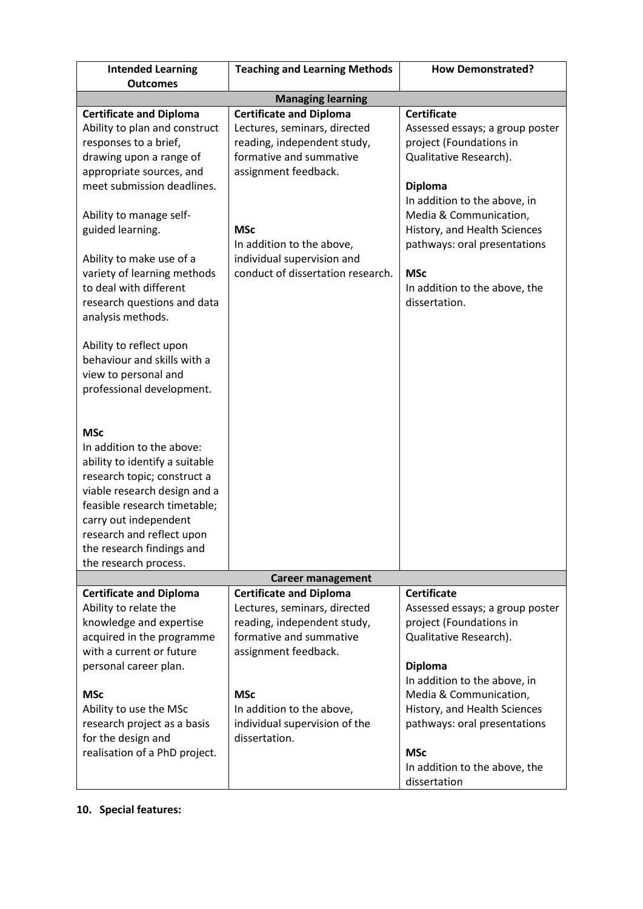| Intended Learning Outcomes | Teaching and Learning Methods | How Demonstrated? |
|---|---|---|
| **Managing learning** | | |
| **Certificate and Diploma**<br>Ability to plan and construct responses to a brief, drawing upon a range of appropriate sources, and meet submission deadlines.<br><br>Ability to manage self-guided learning.<br><br>Ability to make use of a variety of learning methods to deal with different research questions and data analysis methods.<br><br>Ability to reflect upon behaviour and skills with a view to personal and professional development.<br><br>**MSc**<br>In addition to the above: ability to identify a suitable research topic; construct a viable research design and a feasible research timetable; carry out independent research and reflect upon the research findings and the research process. | **Certificate and Diploma**<br>Lectures, seminars, directed reading, independent study, formative and summative assignment feedback.<br><br>**MSc**<br>In addition to the above, individual supervision and conduct of dissertation research. | **Certificate**<br>Assessed essays; a group poster project (Foundations in Qualitative Research).<br><br>**Diploma**<br>In addition to the above, in Media & Communication, History, and Health Sciences pathways: oral presentations<br><br>**MSc**<br>In addition to the above, the dissertation. |
| **Career management** | | |
| **Certificate and Diploma**<br>Ability to relate the knowledge and expertise acquired in the programme with a current or future personal career plan.<br><br>**MSc**<br>Ability to use the MSc research project as a basis for the design and realisation of a PhD project. | **Certificate and Diploma**<br>Lectures, seminars, directed reading, independent study, formative and summative assignment feedback.<br><br>**MSc**<br>In addition to the above, individual supervision of the dissertation. | **Certificate**<br>Assessed essays; a group poster project (Foundations in Qualitative Research).<br><br>**Diploma**<br>In addition to the above, in Media & Communication, History, and Health Sciences pathways: oral presentations<br><br>**MSc**<br>In addition to the above, the dissertation |

**10. Special features:**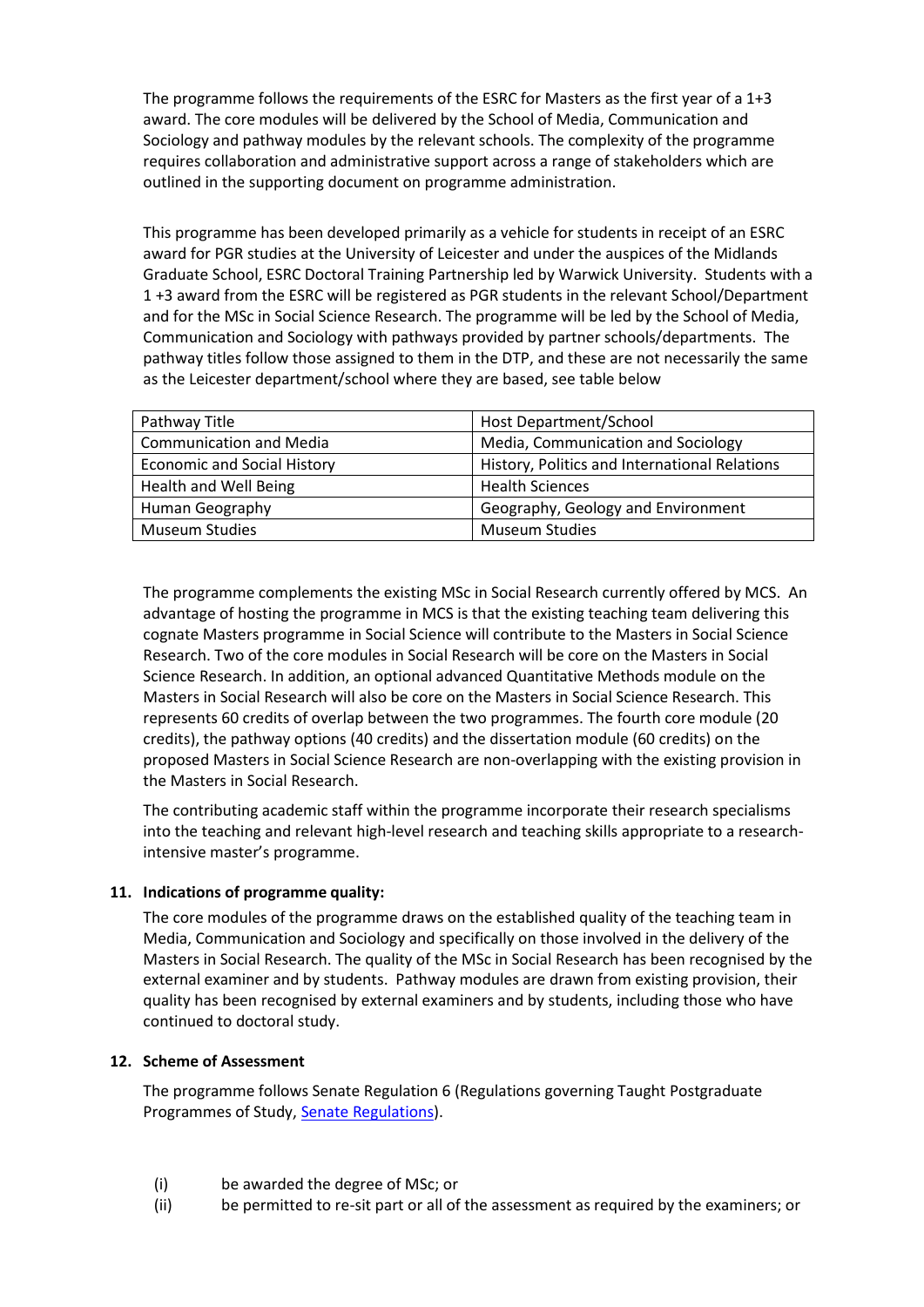The programme follows the requirements of the ESRC for Masters as the first year of a 1+3 award. The core modules will be delivered by the School of Media, Communication and Sociology and pathway modules by the relevant schools. The complexity of the programme requires collaboration and administrative support across a range of stakeholders which are outlined in the supporting document on programme administration.

This programme has been developed primarily as a vehicle for students in receipt of an ESRC award for PGR studies at the University of Leicester and under the auspices of the Midlands Graduate School, ESRC Doctoral Training Partnership led by Warwick University. Students with a 1 +3 award from the ESRC will be registered as PGR students in the relevant School/Department and for the MSc in Social Science Research. The programme will be led by the School of Media, Communication and Sociology with pathways provided by partner schools/departments. The pathway titles follow those assigned to them in the DTP, and these are not necessarily the same as the Leicester department/school where they are based, see table below

| Pathway Title | Host Department/School |
|---|---|
| Communication and Media | Media, Communication and Sociology |
| Economic and Social History | History, Politics and International Relations |
| Health and Well Being | Health Sciences |
| Human Geography | Geography, Geology and Environment |
| Museum Studies | Museum Studies |

The programme complements the existing MSc in Social Research currently offered by MCS. An advantage of hosting the programme in MCS is that the existing teaching team delivering this cognate Masters programme in Social Science will contribute to the Masters in Social Science Research. Two of the core modules in Social Research will be core on the Masters in Social Science Research. In addition, an optional advanced Quantitative Methods module on the Masters in Social Research will also be core on the Masters in Social Science Research. This represents 60 credits of overlap between the two programmes. The fourth core module (20 credits), the pathway options (40 credits) and the dissertation module (60 credits) on the proposed Masters in Social Science Research are non-overlapping with the existing provision in the Masters in Social Research.

The contributing academic staff within the programme incorporate their research specialisms into the teaching and relevant high-level research and teaching skills appropriate to a research-intensive master's programme.

**11. Indications of programme quality:**

The core modules of the programme draws on the established quality of the teaching team in Media, Communication and Sociology and specifically on those involved in the delivery of the Masters in Social Research. The quality of the MSc in Social Research has been recognised by the external examiner and by students. Pathway modules are drawn from existing provision, their quality has been recognised by external examiners and by students, including those who have continued to doctoral study.

**12. Scheme of Assessment**

The programme follows Senate Regulation 6 (Regulations governing Taught Postgraduate Programmes of Study, Senate Regulations).

(i) be awarded the degree of MSc; or

(ii) be permitted to re-sit part or all of the assessment as required by the examiners; or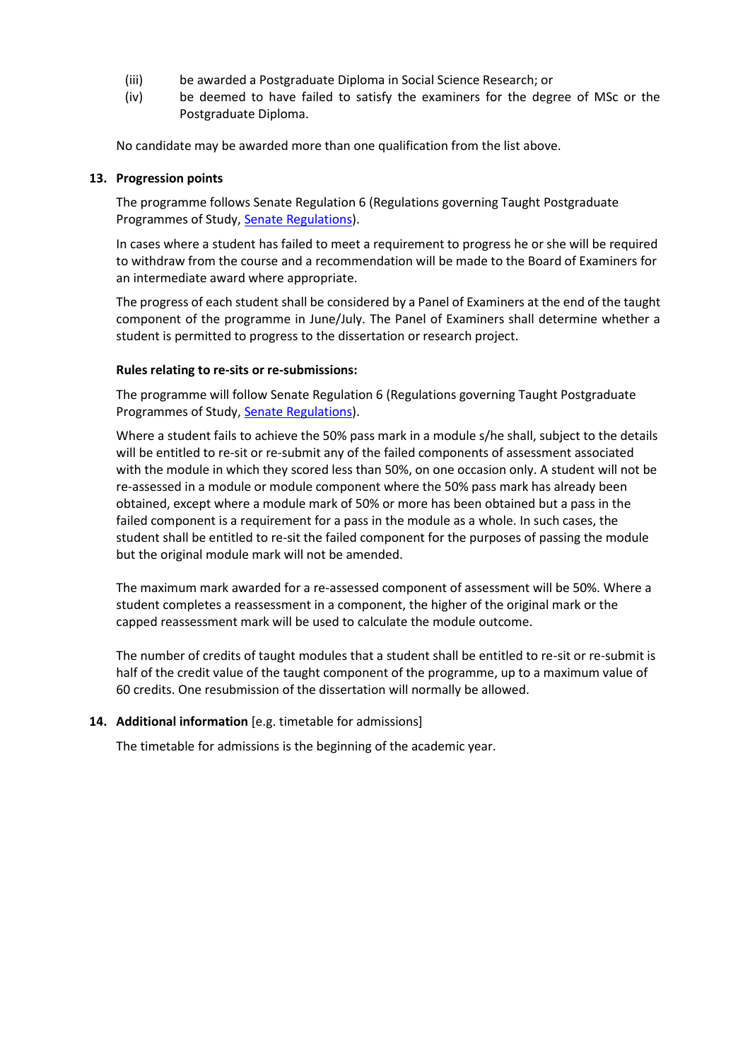(iii) be awarded a Postgraduate Diploma in Social Science Research; or

(iv) be deemed to have failed to satisfy the examiners for the degree of MSc or the Postgraduate Diploma.

No candidate may be awarded more than one qualification from the list above.

**13. Progression points**

The programme follows Senate Regulation 6 (Regulations governing Taught Postgraduate Programmes of Study, Senate Regulations).

In cases where a student has failed to meet a requirement to progress he or she will be required to withdraw from the course and a recommendation will be made to the Board of Examiners for an intermediate award where appropriate.

The progress of each student shall be considered by a Panel of Examiners at the end of the taught component of the programme in June/July. The Panel of Examiners shall determine whether a student is permitted to progress to the dissertation or research project.

**Rules relating to re-sits or re-submissions:**

The programme will follow Senate Regulation 6 (Regulations governing Taught Postgraduate Programmes of Study, Senate Regulations).

Where a student fails to achieve the 50% pass mark in a module s/he shall, subject to the details will be entitled to re-sit or re-submit any of the failed components of assessment associated with the module in which they scored less than 50%, on one occasion only. A student will not be re-assessed in a module or module component where the 50% pass mark has already been obtained, except where a module mark of 50% or more has been obtained but a pass in the failed component is a requirement for a pass in the module as a whole. In such cases, the student shall be entitled to re-sit the failed component for the purposes of passing the module but the original module mark will not be amended.

The maximum mark awarded for a re-assessed component of assessment will be 50%. Where a student completes a reassessment in a component, the higher of the original mark or the capped reassessment mark will be used to calculate the module outcome.

The number of credits of taught modules that a student shall be entitled to re-sit or re-submit is half of the credit value of the taught component of the programme, up to a maximum value of 60 credits. One resubmission of the dissertation will normally be allowed.

**14. Additional information** [e.g. timetable for admissions]

The timetable for admissions is the beginning of the academic year.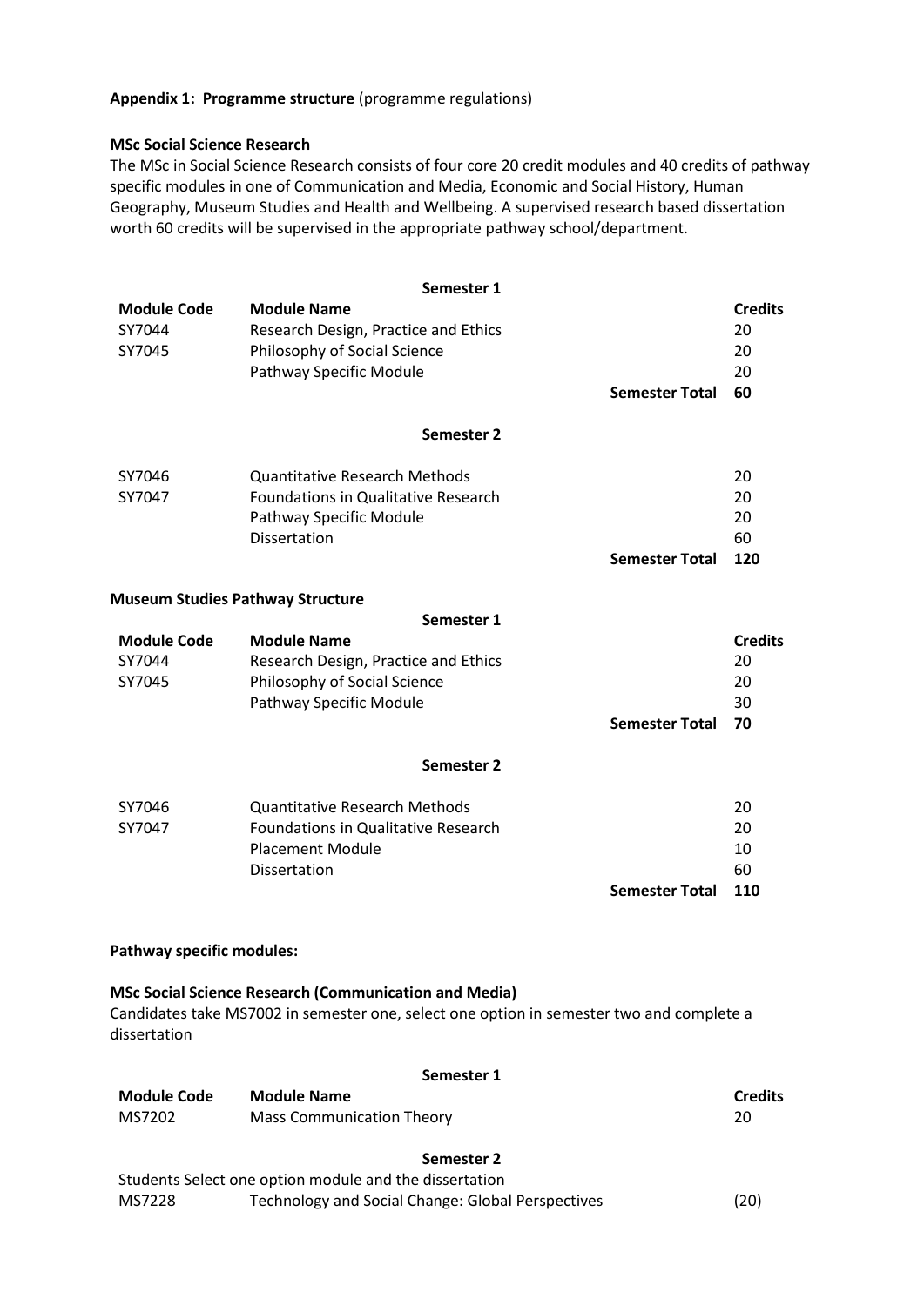**Appendix 1: Programme structure** (programme regulations)

**MSc Social Science Research**

The MSc in Social Science Research consists of four core 20 credit modules and 40 credits of pathway specific modules in one of Communication and Media, Economic and Social History, Human Geography, Museum Studies and Health and Wellbeing. A supervised research based dissertation worth 60 credits will be supervised in the appropriate pathway school/department.

**Semester 1**

| Module Code | Module Name | | Credits |
|---|---|---|---|
| SY7044 | Research Design, Practice and Ethics | | 20 |
| SY7045 | Philosophy of Social Science | | 20 |
| | Pathway Specific Module | | 20 |
| | | **Semester Total** | **60** |

**Semester 2**

| Module Code | Module Name | | Credits |
|---|---|---|---|
| SY7046 | Quantitative Research Methods | | 20 |
| SY7047 | Foundations in Qualitative Research | | 20 |
| | Pathway Specific Module | | 20 |
| | Dissertation | | 60 |
| | | **Semester Total** | **120** |

**Museum Studies Pathway Structure**

**Semester 1**

| Module Code | Module Name | | Credits |
|---|---|---|---|
| SY7044 | Research Design, Practice and Ethics | | 20 |
| SY7045 | Philosophy of Social Science | | 20 |
| | Pathway Specific Module | | 30 |
| | | **Semester Total** | **70** |

**Semester 2**

| Module Code | Module Name | | Credits |
|---|---|---|---|
| SY7046 | Quantitative Research Methods | | 20 |
| SY7047 | Foundations in Qualitative Research | | 20 |
| | Placement Module | | 10 |
| | Dissertation | | 60 |
| | | **Semester Total** | **110** |

**Pathway specific modules:**

**MSc Social Science Research (Communication and Media)**

Candidates take MS7002 in semester one, select one option in semester two and complete a dissertation

**Semester 1**

| Module Code | Module Name | Credits |
|---|---|---|
| MS7202 | Mass Communication Theory | 20 |

**Semester 2**

Students Select one option module and the dissertation

| Module Code | Module Name | Credits |
|---|---|---|
| MS7228 | Technology and Social Change: Global Perspectives | (20) |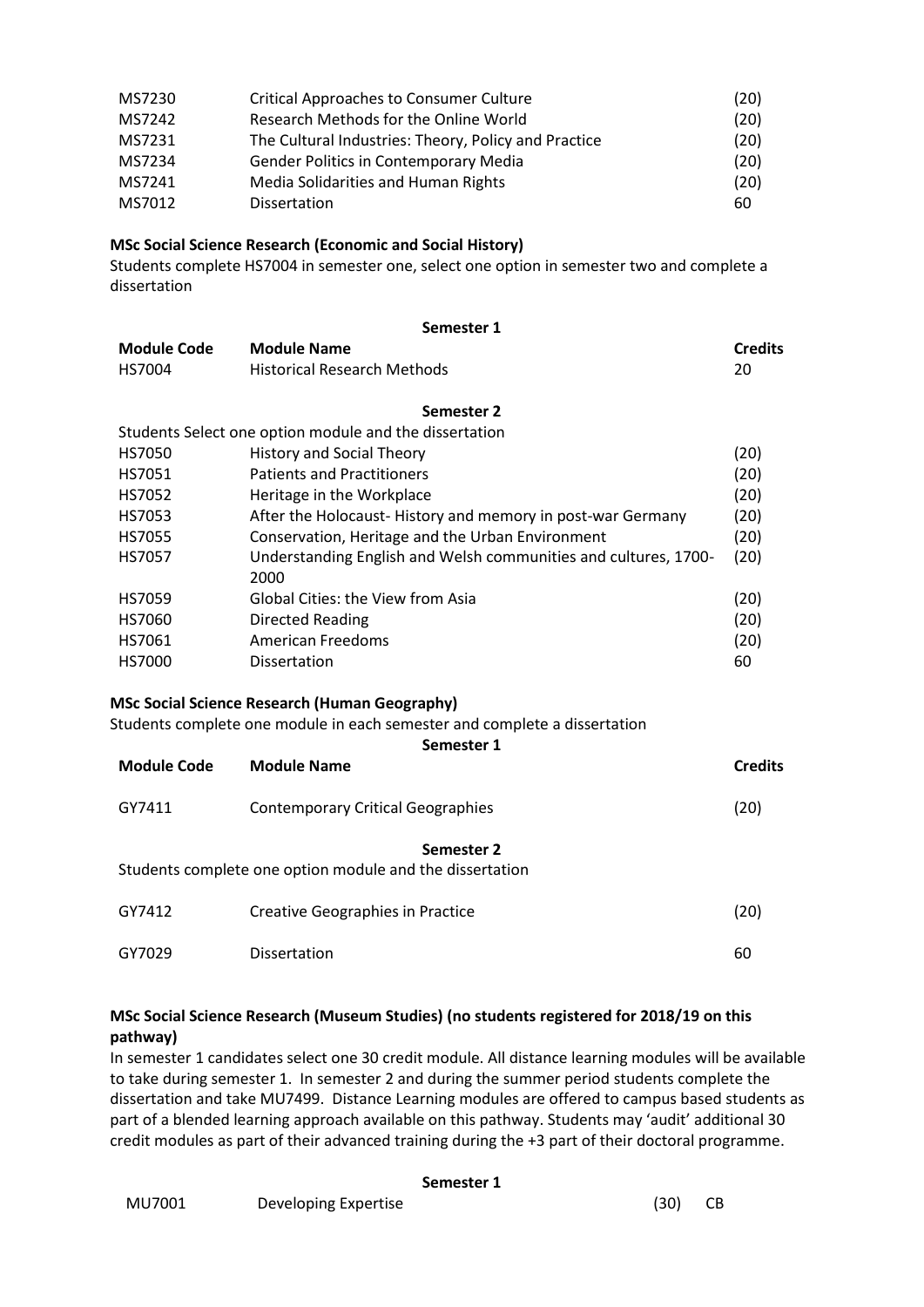| | | |
|---|---|---|
| MS7230 | Critical Approaches to Consumer Culture | (20) |
| MS7242 | Research Methods for the Online World | (20) |
| MS7231 | The Cultural Industries: Theory, Policy and Practice | (20) |
| MS7234 | Gender Politics in Contemporary Media | (20) |
| MS7241 | Media Solidarities and Human Rights | (20) |
| MS7012 | Dissertation | 60 |

**MSc Social Science Research (Economic and Social History)**

Students complete HS7004 in semester one, select one option in semester two and complete a dissertation

**Semester 1**

| **Module Code** | **Module Name** | **Credits** |
|---|---|---|
| HS7004 | Historical Research Methods | 20 |

**Semester 2**

Students Select one option module and the dissertation

| | | |
|---|---|---|
| HS7050 | History and Social Theory | (20) |
| HS7051 | Patients and Practitioners | (20) |
| HS7052 | Heritage in the Workplace | (20) |
| HS7053 | After the Holocaust- History and memory in post-war Germany | (20) |
| HS7055 | Conservation, Heritage and the Urban Environment | (20) |
| HS7057 | Understanding English and Welsh communities and cultures, 1700-2000 | (20) |
| HS7059 | Global Cities: the View from Asia | (20) |
| HS7060 | Directed Reading | (20) |
| HS7061 | American Freedoms | (20) |
| HS7000 | Dissertation | 60 |

**MSc Social Science Research (Human Geography)**

Students complete one module in each semester and complete a dissertation

**Semester 1**

| **Module Code** | **Module Name** | **Credits** |
|---|---|---|
| GY7411 | Contemporary Critical Geographies | (20) |

**Semester 2**

Students complete one option module and the dissertation

| | | |
|---|---|---|
| GY7412 | Creative Geographies in Practice | (20) |
| GY7029 | Dissertation | 60 |

**MSc Social Science Research (Museum Studies) (no students registered for 2018/19 on this pathway)**

In semester 1 candidates select one 30 credit module. All distance learning modules will be available to take during semester 1. In semester 2 and during the summer period students complete the dissertation and take MU7499. Distance Learning modules are offered to campus based students as part of a blended learning approach available on this pathway. Students may 'audit' additional 30 credit modules as part of their advanced training during the +3 part of their doctoral programme.

**Semester 1**

| | | | |
|---|---|---|---|
| MU7001 | Developing Expertise | (30) | CB |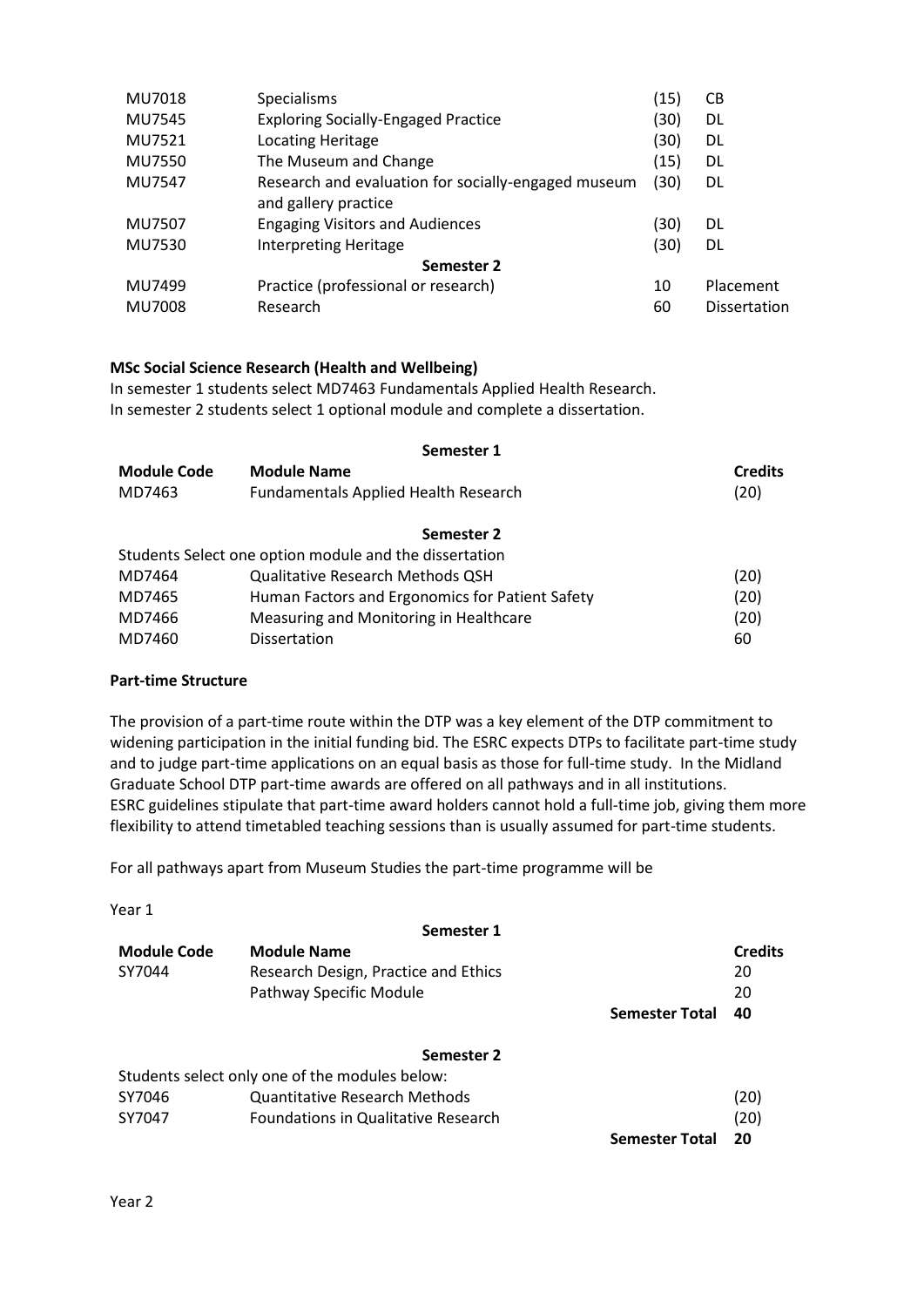| | | | |
|---|---|---|---|
| MU7018 | Specialisms | (15) | CB |
| MU7545 | Exploring Socially-Engaged Practice | (30) | DL |
| MU7521 | Locating Heritage | (30) | DL |
| MU7550 | The Museum and Change | (15) | DL |
| MU7547 | Research and evaluation for socially-engaged museum and gallery practice | (30) | DL |
| MU7507 | Engaging Visitors and Audiences | (30) | DL |
| MU7530 | Interpreting Heritage | (30) | DL |
| | **Semester 2** | | |
| MU7499 | Practice (professional or research) | 10 | Placement |
| MU7008 | Research | 60 | Dissertation |

**MSc Social Science Research (Health and Wellbeing)**

In semester 1 students select MD7463 Fundamentals Applied Health Research.
In semester 2 students select 1 optional module and complete a dissertation.

| | **Semester 1** | |
|---|---|---|
| **Module Code** | **Module Name** | **Credits** |
| MD7463 | Fundamentals Applied Health Research | (20) |
| | **Semester 2** | |
| Students Select one option module and the dissertation | | |
| MD7464 | Qualitative Research Methods QSH | (20) |
| MD7465 | Human Factors and Ergonomics for Patient Safety | (20) |
| MD7466 | Measuring and Monitoring in Healthcare | (20) |
| MD7460 | Dissertation | 60 |

**Part-time Structure**

The provision of a part-time route within the DTP was a key element of the DTP commitment to widening participation in the initial funding bid. The ESRC expects DTPs to facilitate part-time study and to judge part-time applications on an equal basis as those for full-time study. In the Midland Graduate School DTP part-time awards are offered on all pathways and in all institutions. ESRC guidelines stipulate that part-time award holders cannot hold a full-time job, giving them more flexibility to attend timetabled teaching sessions than is usually assumed for part-time students.

For all pathways apart from Museum Studies the part-time programme will be

Year 1

| | **Semester 1** | | |
|---|---|---|---|
| **Module Code** | **Module Name** | | **Credits** |
| SY7044 | Research Design, Practice and Ethics | | 20 |
| | Pathway Specific Module | | 20 |
| | | **Semester Total** | **40** |
| | **Semester 2** | | |
| Students select only one of the modules below: | | | |
| SY7046 | Quantitative Research Methods | | (20) |
| SY7047 | Foundations in Qualitative Research | | (20) |
| | | **Semester Total** | **20** |

Year 2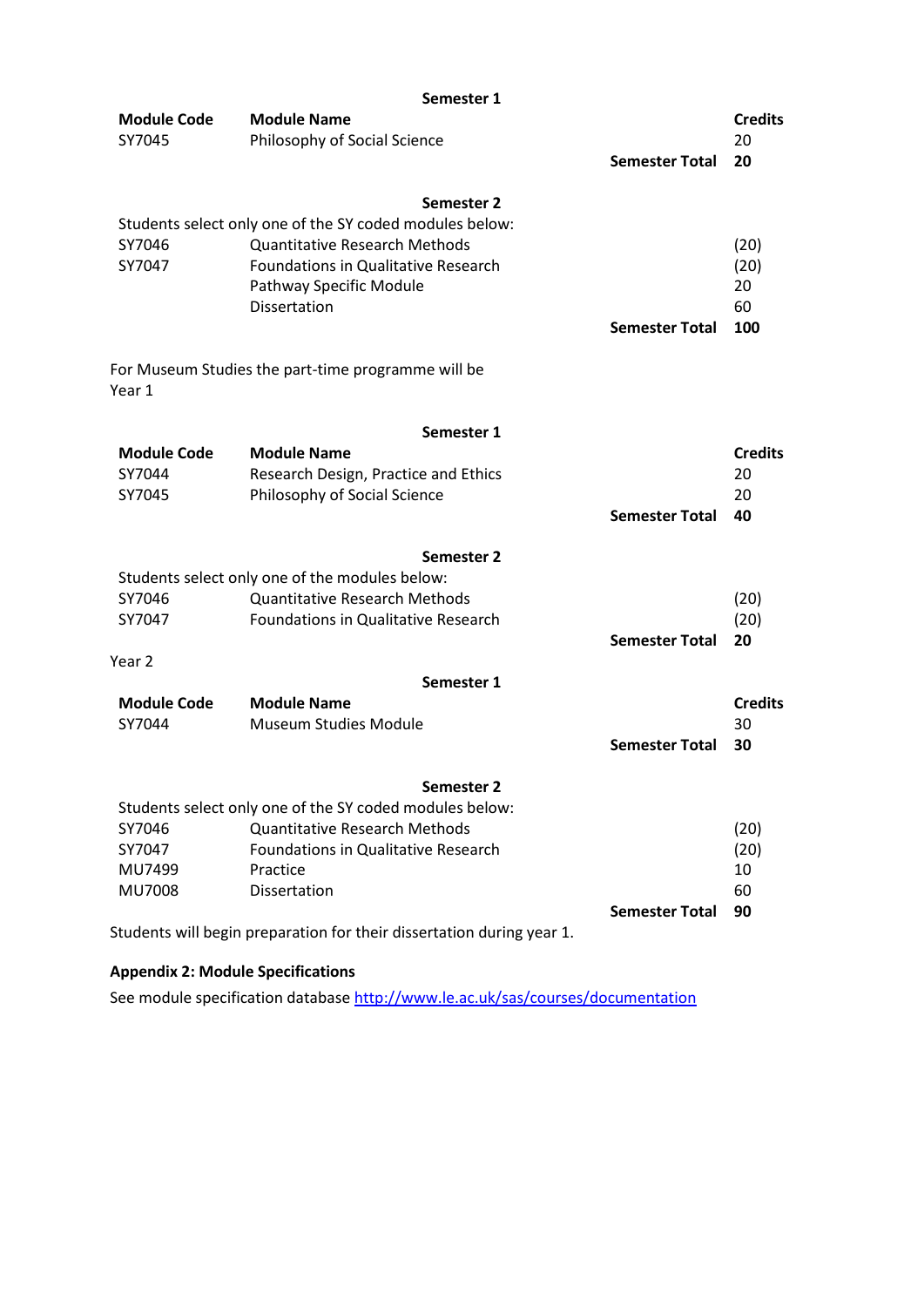**Semester 1**

| Module Code | Module Name | | Credits |
|---|---|---|---|
| SY7045 | Philosophy of Social Science | | 20 |
| | | **Semester Total** | **20** |

**Semester 2**

Students select only one of the SY coded modules below:

| | | | |
|---|---|---|---|
| SY7046 | Quantitative Research Methods | | (20) |
| SY7047 | Foundations in Qualitative Research | | (20) |
| | Pathway Specific Module | | 20 |
| | Dissertation | | 60 |
| | | **Semester Total** | **100** |

For Museum Studies the part-time programme will be

Year 1

**Semester 1**

| Module Code | Module Name | | Credits |
|---|---|---|---|
| SY7044 | Research Design, Practice and Ethics | | 20 |
| SY7045 | Philosophy of Social Science | | 20 |
| | | **Semester Total** | **40** |

**Semester 2**

Students select only one of the modules below:

| | | | |
|---|---|---|---|
| SY7046 | Quantitative Research Methods | | (20) |
| SY7047 | Foundations in Qualitative Research | | (20) |
| | | **Semester Total** | **20** |

Year 2

**Semester 1**

| Module Code | Module Name | | Credits |
|---|---|---|---|
| SY7044 | Museum Studies Module | | 30 |
| | | **Semester Total** | **30** |

**Semester 2**

Students select only one of the SY coded modules below:

| | | | |
|---|---|---|---|
| SY7046 | Quantitative Research Methods | | (20) |
| SY7047 | Foundations in Qualitative Research | | (20) |
| MU7499 | Practice | | 10 |
| MU7008 | Dissertation | | 60 |
| | | **Semester Total** | **90** |

Students will begin preparation for their dissertation during year 1.

**Appendix 2: Module Specifications**

See module specification database http://www.le.ac.uk/sas/courses/documentation